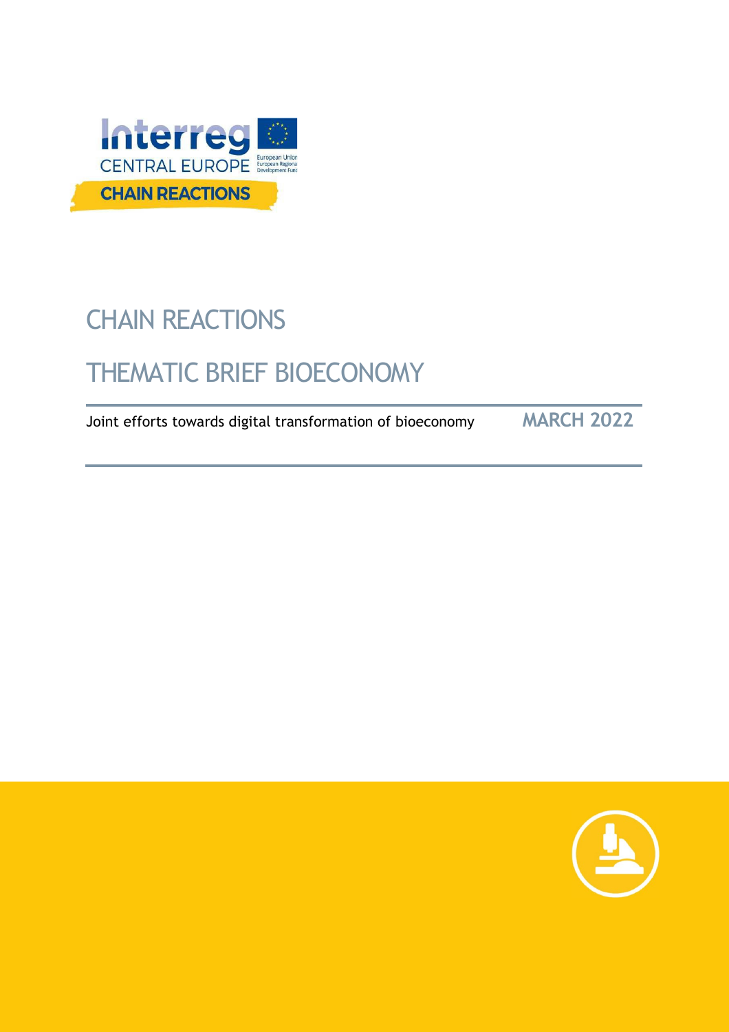# CHAIN REACTIONS

## THEMATIC BRIEF BIOECONOMY

Joint efforts towards digital transformation of bioeconomy **MARCH 2022**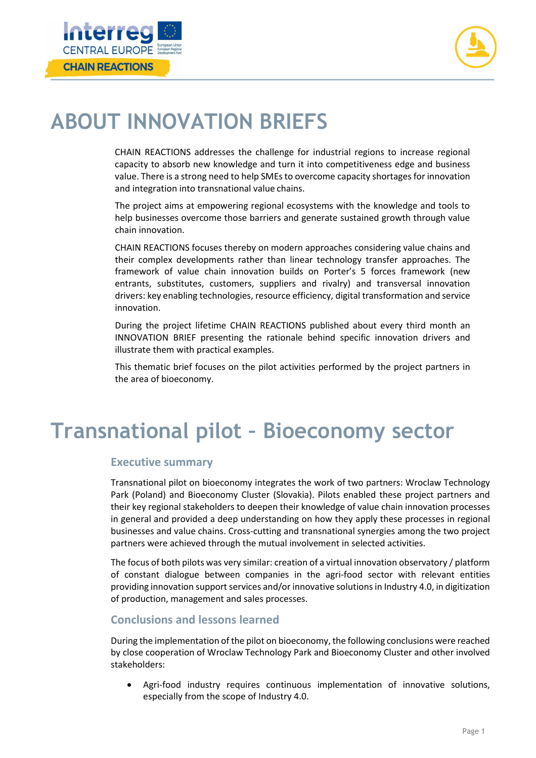# ABOUT INNOVATION BRIEFS

CHAIN REACTIONS addresses the challenge for industrial regions to increase regional capacity to absorb new knowledge and turn it into competitiveness edge and business value. There is a strong need to help SMEs to overcome capacity shortages for innovation and integration into transnational value chains.

The project aims at empowering regional ecosystems with the knowledge and tools to help businesses overcome those barriers and generate sustained growth through value chain innovation.

CHAIN REACTIONS focuses thereby on modern approaches considering value chains and their complex developments rather than linear technology transfer approaches. The framework of value chain innovation builds on Porter's 5 forces framework (new entrants, substitutes, customers, suppliers and rivalry) and transversal innovation drivers: key enabling technologies, resource efficiency, digital transformation and service innovation.

During the project lifetime CHAIN REACTIONS published about every third month an INNOVATION BRIEF presenting the rationale behind specific innovation drivers and illustrate them with practical examples.

This thematic brief focuses on the pilot activities performed by the project partners in the area of bioeconomy.

# Transnational pilot – Bioeconomy sector

## Executive summary

Transnational pilot on bioeconomy integrates the work of two partners: Wroclaw Technology Park (Poland) and Bioeconomy Cluster (Slovakia). Pilots enabled these project partners and their key regional stakeholders to deepen their knowledge of value chain innovation processes in general and provided a deep understanding on how they apply these processes in regional businesses and value chains. Cross-cutting and transnational synergies among the two project partners were achieved through the mutual involvement in selected activities.

The focus of both pilots was very similar: creation of a virtual innovation observatory / platform of constant dialogue between companies in the agri-food sector with relevant entities providing innovation support services and/or innovative solutions in Industry 4.0, in digitization of production, management and sales processes.

## Conclusions and lessons learned

During the implementation of the pilot on bioeconomy, the following conclusions were reached by close cooperation of Wroclaw Technology Park and Bioeconomy Cluster and other involved stakeholders:

- Agri-food industry requires continuous implementation of innovative solutions, especially from the scope of Industry 4.0.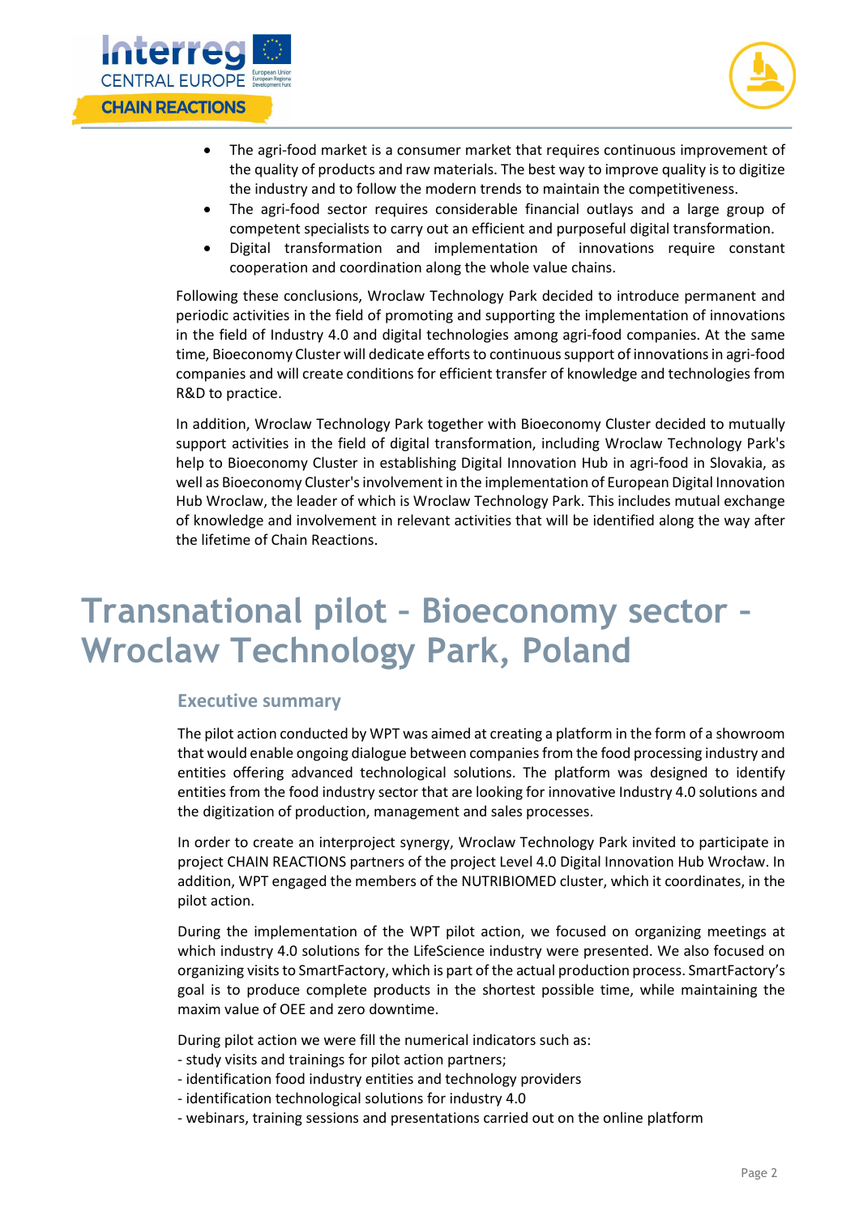- The agri-food market is a consumer market that requires continuous improvement of the quality of products and raw materials. The best way to improve quality is to digitize the industry and to follow the modern trends to maintain the competitiveness.
- The agri-food sector requires considerable financial outlays and a large group of competent specialists to carry out an efficient and purposeful digital transformation.
- Digital transformation and implementation of innovations require constant cooperation and coordination along the whole value chains.

Following these conclusions, Wroclaw Technology Park decided to introduce permanent and periodic activities in the field of promoting and supporting the implementation of innovations in the field of Industry 4.0 and digital technologies among agri-food companies. At the same time, Bioeconomy Cluster will dedicate efforts to continuous support of innovations in agri-food companies and will create conditions for efficient transfer of knowledge and technologies from R&D to practice.

In addition, Wroclaw Technology Park together with Bioeconomy Cluster decided to mutually support activities in the field of digital transformation, including Wroclaw Technology Park's help to Bioeconomy Cluster in establishing Digital Innovation Hub in agri-food in Slovakia, as well as Bioeconomy Cluster's involvement in the implementation of European Digital Innovation Hub Wroclaw, the leader of which is Wroclaw Technology Park. This includes mutual exchange of knowledge and involvement in relevant activities that will be identified along the way after the lifetime of Chain Reactions.

# Transnational pilot – Bioeconomy sector – Wroclaw Technology Park, Poland

## Executive summary

The pilot action conducted by WPT was aimed at creating a platform in the form of a showroom that would enable ongoing dialogue between companies from the food processing industry and entities offering advanced technological solutions. The platform was designed to identify entities from the food industry sector that are looking for innovative Industry 4.0 solutions and the digitization of production, management and sales processes.

In order to create an interproject synergy, Wroclaw Technology Park invited to participate in project CHAIN REACTIONS partners of the project Level 4.0 Digital Innovation Hub Wrocław. In addition, WPT engaged the members of the NUTRIBIOMED cluster, which it coordinates, in the pilot action.

During the implementation of the WPT pilot action, we focused on organizing meetings at which industry 4.0 solutions for the LifeScience industry were presented. We also focused on organizing visits to SmartFactory, which is part of the actual production process. SmartFactory's goal is to produce complete products in the shortest possible time, while maintaining the maxim value of OEE and zero downtime.

During pilot action we were fill the numerical indicators such as:
- study visits and trainings for pilot action partners;
- identification food industry entities and technology providers
- identification technological solutions for industry 4.0
- webinars, training sessions and presentations carried out on the online platform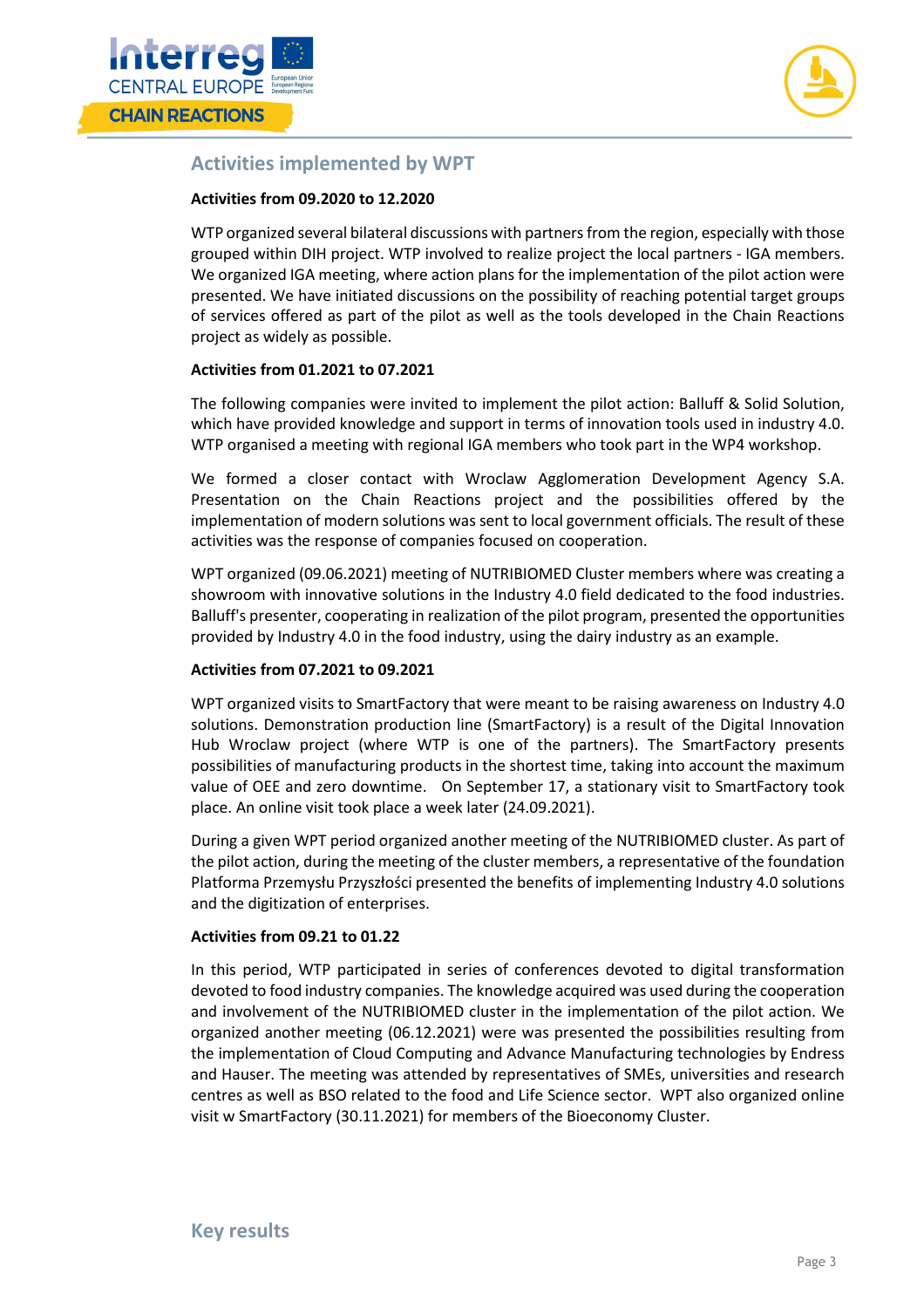## Activities implemented by WPT

**Activities from 09.2020 to 12.2020**

WTP organized several bilateral discussions with partners from the region, especially with those grouped within DIH project. WTP involved to realize project the local partners - IGA members. We organized IGA meeting, where action plans for the implementation of the pilot action were presented. We have initiated discussions on the possibility of reaching potential target groups of services offered as part of the pilot as well as the tools developed in the Chain Reactions project as widely as possible.

**Activities from 01.2021 to 07.2021**

The following companies were invited to implement the pilot action: Balluff & Solid Solution, which have provided knowledge and support in terms of innovation tools used in industry 4.0. WTP organised a meeting with regional IGA members who took part in the WP4 workshop.

We formed a closer contact with Wroclaw Agglomeration Development Agency S.A. Presentation on the Chain Reactions project and the possibilities offered by the implementation of modern solutions was sent to local government officials. The result of these activities was the response of companies focused on cooperation.

WPT organized (09.06.2021) meeting of NUTRIBIOMED Cluster members where was creating a showroom with innovative solutions in the Industry 4.0 field dedicated to the food industries. Balluff's presenter, cooperating in realization of the pilot program, presented the opportunities provided by Industry 4.0 in the food industry, using the dairy industry as an example.

**Activities from 07.2021 to 09.2021**

WPT organized visits to SmartFactory that were meant to be raising awareness on Industry 4.0 solutions. Demonstration production line (SmartFactory) is a result of the Digital Innovation Hub Wroclaw project (where WTP is one of the partners). The SmartFactory presents possibilities of manufacturing products in the shortest time, taking into account the maximum value of OEE and zero downtime. On September 17, a stationary visit to SmartFactory took place. An online visit took place a week later (24.09.2021).

During a given WPT period organized another meeting of the NUTRIBIOMED cluster. As part of the pilot action, during the meeting of the cluster members, a representative of the foundation Platforma Przemysłu Przyszłości presented the benefits of implementing Industry 4.0 solutions and the digitization of enterprises.

**Activities from 09.21 to 01.22**

In this period, WTP participated in series of conferences devoted to digital transformation devoted to food industry companies. The knowledge acquired was used during the cooperation and involvement of the NUTRIBIOMED cluster in the implementation of the pilot action. We organized another meeting (06.12.2021) were was presented the possibilities resulting from the implementation of Cloud Computing and Advance Manufacturing technologies by Endress and Hauser. The meeting was attended by representatives of SMEs, universities and research centres as well as BSO related to the food and Life Science sector. WPT also organized online visit w SmartFactory (30.11.2021) for members of the Bioeconomy Cluster.

## Key results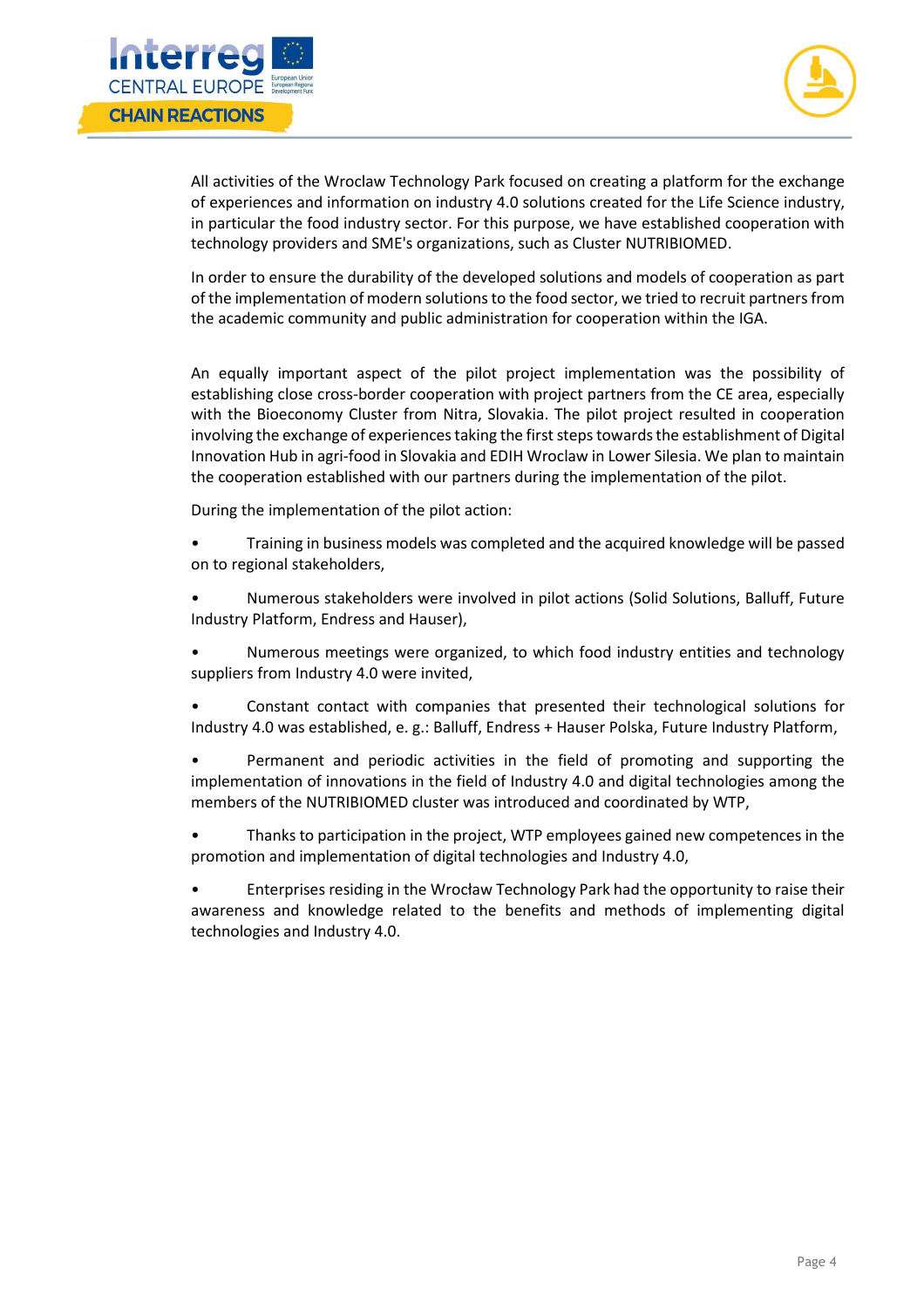All activities of the Wroclaw Technology Park focused on creating a platform for the exchange of experiences and information on industry 4.0 solutions created for the Life Science industry, in particular the food industry sector. For this purpose, we have established cooperation with technology providers and SME's organizations, such as Cluster NUTRIBIOMED.

In order to ensure the durability of the developed solutions and models of cooperation as part of the implementation of modern solutions to the food sector, we tried to recruit partners from the academic community and public administration for cooperation within the IGA.

An equally important aspect of the pilot project implementation was the possibility of establishing close cross-border cooperation with project partners from the CE area, especially with the Bioeconomy Cluster from Nitra, Slovakia. The pilot project resulted in cooperation involving the exchange of experiences taking the first steps towards the establishment of Digital Innovation Hub in agri-food in Slovakia and EDIH Wroclaw in Lower Silesia. We plan to maintain the cooperation established with our partners during the implementation of the pilot.

During the implementation of the pilot action:

- Training in business models was completed and the acquired knowledge will be passed on to regional stakeholders,
- Numerous stakeholders were involved in pilot actions (Solid Solutions, Balluff, Future Industry Platform, Endress and Hauser),
- Numerous meetings were organized, to which food industry entities and technology suppliers from Industry 4.0 were invited,
- Constant contact with companies that presented their technological solutions for Industry 4.0 was established, e. g.: Balluff, Endress + Hauser Polska, Future Industry Platform,
- Permanent and periodic activities in the field of promoting and supporting the implementation of innovations in the field of Industry 4.0 and digital technologies among the members of the NUTRIBIOMED cluster was introduced and coordinated by WTP,
- Thanks to participation in the project, WTP employees gained new competences in the promotion and implementation of digital technologies and Industry 4.0,
- Enterprises residing in the Wrocław Technology Park had the opportunity to raise their awareness and knowledge related to the benefits and methods of implementing digital technologies and Industry 4.0.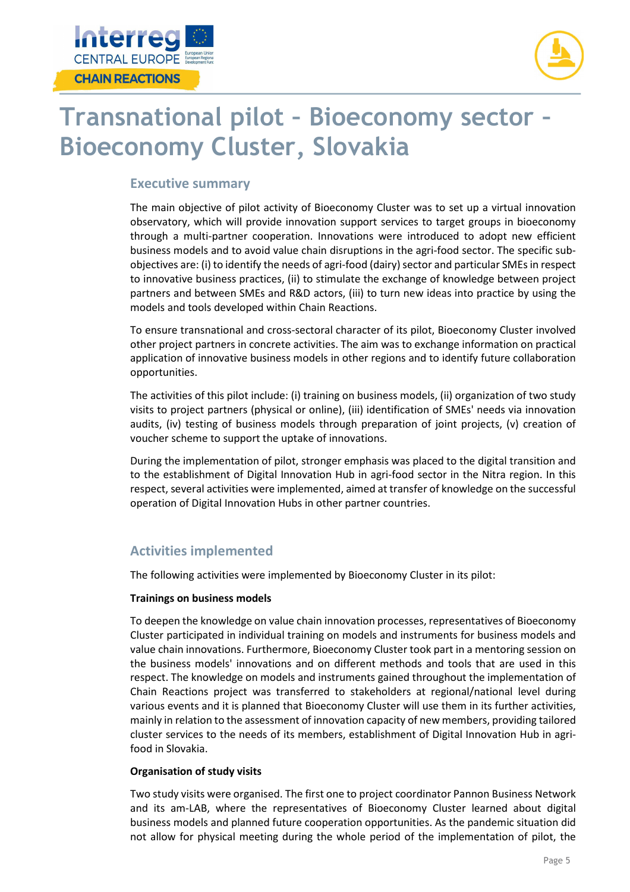# Transnational pilot – Bioeconomy sector – Bioeconomy Cluster, Slovakia

## Executive summary

The main objective of pilot activity of Bioeconomy Cluster was to set up a virtual innovation observatory, which will provide innovation support services to target groups in bioeconomy through a multi-partner cooperation. Innovations were introduced to adopt new efficient business models and to avoid value chain disruptions in the agri-food sector. The specific sub-objectives are: (i) to identify the needs of agri-food (dairy) sector and particular SMEs in respect to innovative business practices, (ii) to stimulate the exchange of knowledge between project partners and between SMEs and R&D actors, (iii) to turn new ideas into practice by using the models and tools developed within Chain Reactions.

To ensure transnational and cross-sectoral character of its pilot, Bioeconomy Cluster involved other project partners in concrete activities. The aim was to exchange information on practical application of innovative business models in other regions and to identify future collaboration opportunities.

The activities of this pilot include: (i) training on business models, (ii) organization of two study visits to project partners (physical or online), (iii) identification of SMEs' needs via innovation audits, (iv) testing of business models through preparation of joint projects, (v) creation of voucher scheme to support the uptake of innovations.

During the implementation of pilot, stronger emphasis was placed to the digital transition and to the establishment of Digital Innovation Hub in agri-food sector in the Nitra region. In this respect, several activities were implemented, aimed at transfer of knowledge on the successful operation of Digital Innovation Hubs in other partner countries.

## Activities implemented

The following activities were implemented by Bioeconomy Cluster in its pilot:

**Trainings on business models**

To deepen the knowledge on value chain innovation processes, representatives of Bioeconomy Cluster participated in individual training on models and instruments for business models and value chain innovations. Furthermore, Bioeconomy Cluster took part in a mentoring session on the business models' innovations and on different methods and tools that are used in this respect. The knowledge on models and instruments gained throughout the implementation of Chain Reactions project was transferred to stakeholders at regional/national level during various events and it is planned that Bioeconomy Cluster will use them in its further activities, mainly in relation to the assessment of innovation capacity of new members, providing tailored cluster services to the needs of its members, establishment of Digital Innovation Hub in agri-food in Slovakia.

**Organisation of study visits**

Two study visits were organised. The first one to project coordinator Pannon Business Network and its am-LAB, where the representatives of Bioeconomy Cluster learned about digital business models and planned future cooperation opportunities. As the pandemic situation did not allow for physical meeting during the whole period of the implementation of pilot, the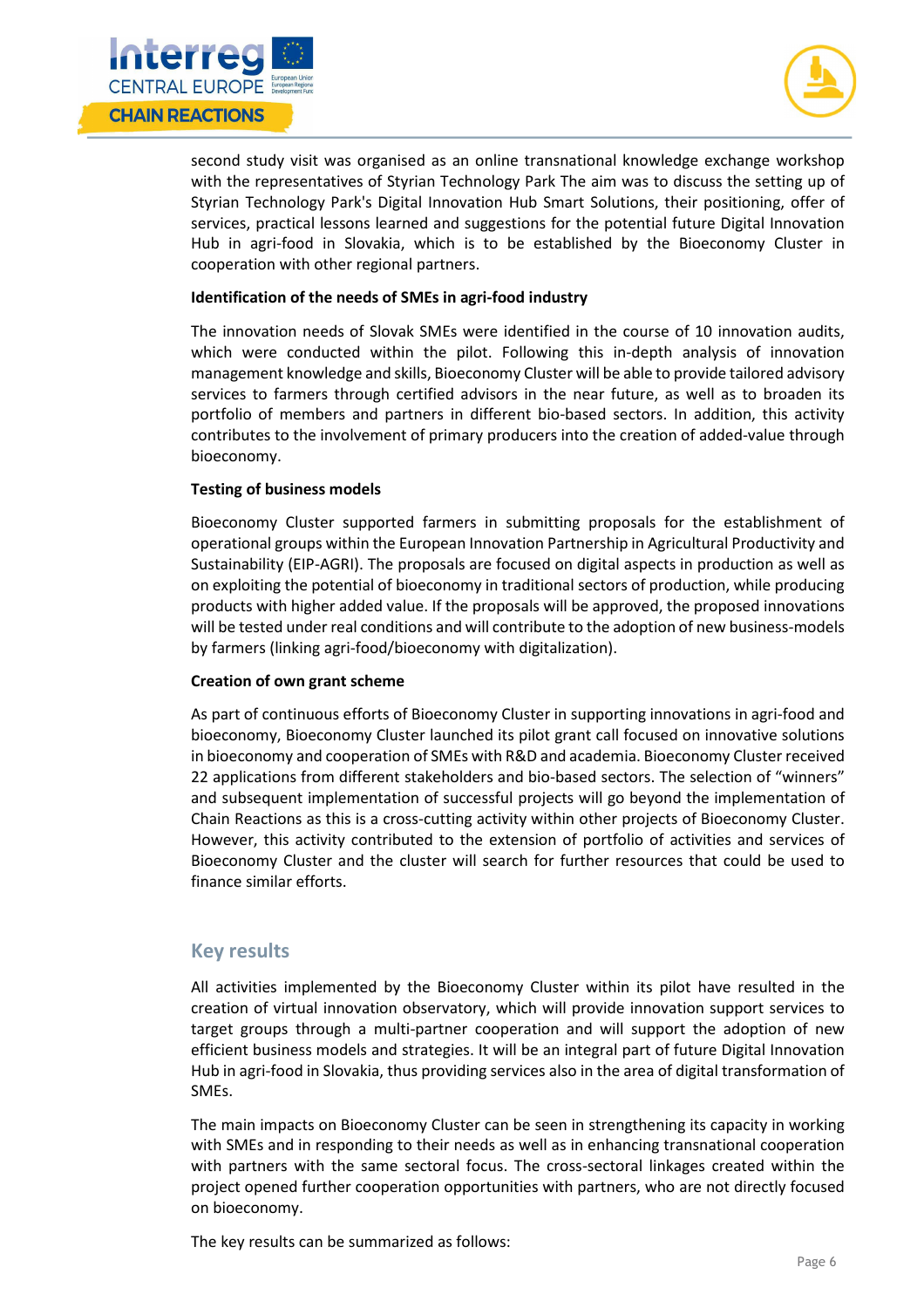second study visit was organised as an online transnational knowledge exchange workshop with the representatives of Styrian Technology Park The aim was to discuss the setting up of Styrian Technology Park's Digital Innovation Hub Smart Solutions, their positioning, offer of services, practical lessons learned and suggestions for the potential future Digital Innovation Hub in agri-food in Slovakia, which is to be established by the Bioeconomy Cluster in cooperation with other regional partners.

**Identification of the needs of SMEs in agri-food industry**

The innovation needs of Slovak SMEs were identified in the course of 10 innovation audits, which were conducted within the pilot. Following this in-depth analysis of innovation management knowledge and skills, Bioeconomy Cluster will be able to provide tailored advisory services to farmers through certified advisors in the near future, as well as to broaden its portfolio of members and partners in different bio-based sectors. In addition, this activity contributes to the involvement of primary producers into the creation of added-value through bioeconomy.

**Testing of business models**

Bioeconomy Cluster supported farmers in submitting proposals for the establishment of operational groups within the European Innovation Partnership in Agricultural Productivity and Sustainability (EIP-AGRI). The proposals are focused on digital aspects in production as well as on exploiting the potential of bioeconomy in traditional sectors of production, while producing products with higher added value. If the proposals will be approved, the proposed innovations will be tested under real conditions and will contribute to the adoption of new business-models by farmers (linking agri-food/bioeconomy with digitalization).

**Creation of own grant scheme**

As part of continuous efforts of Bioeconomy Cluster in supporting innovations in agri-food and bioeconomy, Bioeconomy Cluster launched its pilot grant call focused on innovative solutions in bioeconomy and cooperation of SMEs with R&D and academia. Bioeconomy Cluster received 22 applications from different stakeholders and bio-based sectors. The selection of "winners" and subsequent implementation of successful projects will go beyond the implementation of Chain Reactions as this is a cross-cutting activity within other projects of Bioeconomy Cluster. However, this activity contributed to the extension of portfolio of activities and services of Bioeconomy Cluster and the cluster will search for further resources that could be used to finance similar efforts.

## Key results

All activities implemented by the Bioeconomy Cluster within its pilot have resulted in the creation of virtual innovation observatory, which will provide innovation support services to target groups through a multi-partner cooperation and will support the adoption of new efficient business models and strategies. It will be an integral part of future Digital Innovation Hub in agri-food in Slovakia, thus providing services also in the area of digital transformation of SMEs.

The main impacts on Bioeconomy Cluster can be seen in strengthening its capacity in working with SMEs and in responding to their needs as well as in enhancing transnational cooperation with partners with the same sectoral focus. The cross-sectoral linkages created within the project opened further cooperation opportunities with partners, who are not directly focused on bioeconomy.

The key results can be summarized as follows: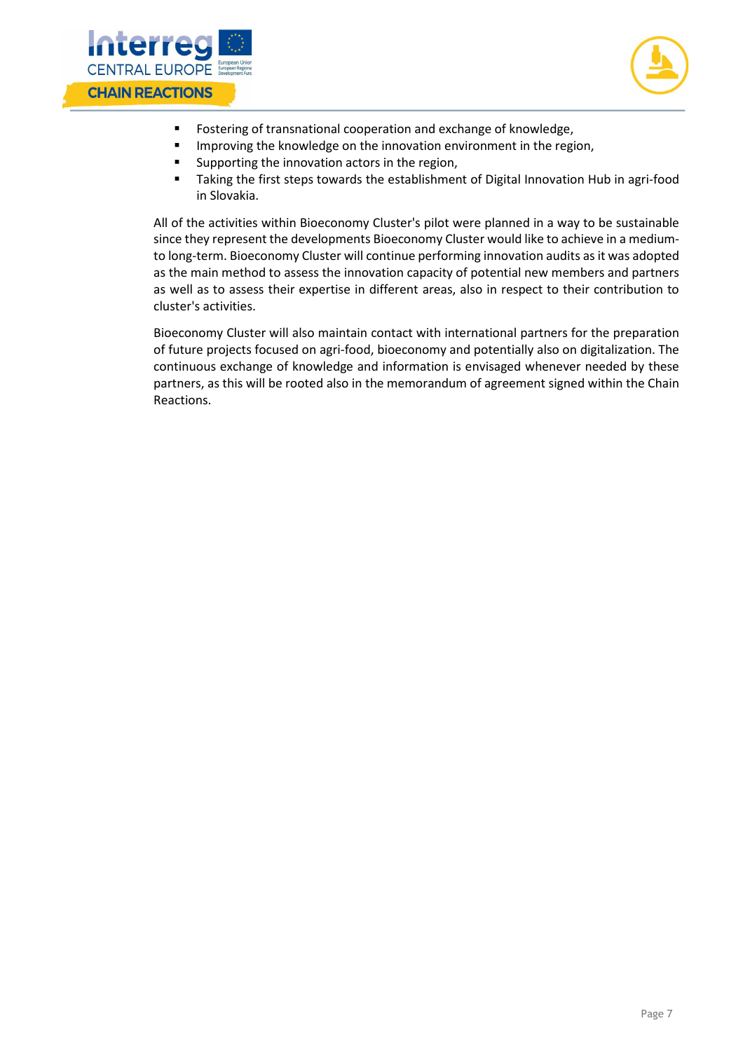- Fostering of transnational cooperation and exchange of knowledge,
- Improving the knowledge on the innovation environment in the region,
- Supporting the innovation actors in the region,
- Taking the first steps towards the establishment of Digital Innovation Hub in agri-food in Slovakia.

All of the activities within Bioeconomy Cluster's pilot were planned in a way to be sustainable since they represent the developments Bioeconomy Cluster would like to achieve in a medium- to long-term. Bioeconomy Cluster will continue performing innovation audits as it was adopted as the main method to assess the innovation capacity of potential new members and partners as well as to assess their expertise in different areas, also in respect to their contribution to cluster's activities.

Bioeconomy Cluster will also maintain contact with international partners for the preparation of future projects focused on agri-food, bioeconomy and potentially also on digitalization. The continuous exchange of knowledge and information is envisaged whenever needed by these partners, as this will be rooted also in the memorandum of agreement signed within the Chain Reactions.